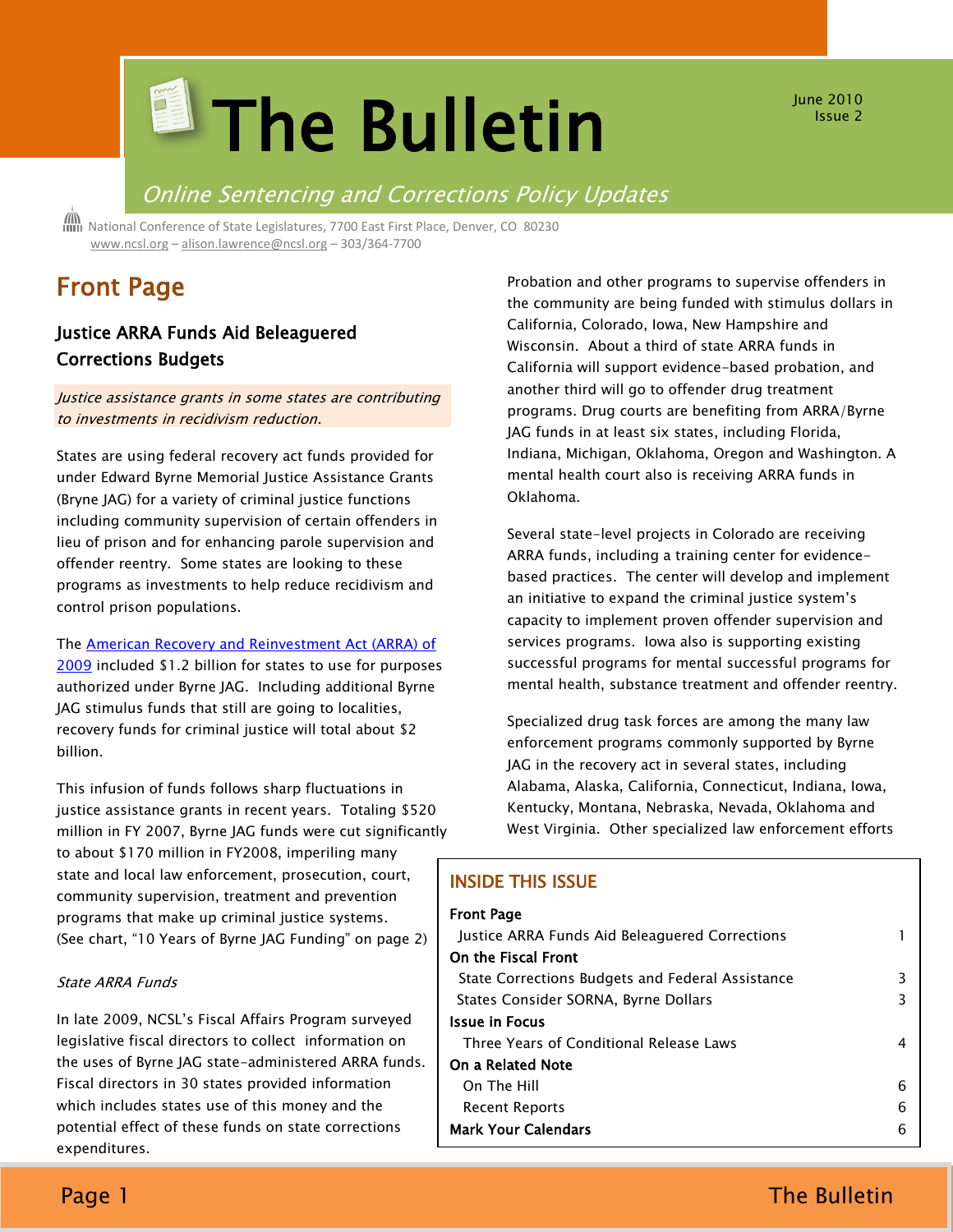# The Bulletin

June 2010
Issue 2

*Online Sentencing and Corrections Policy Updates*

National Conference of State Legislatures, 7700 East First Place, Denver, CO 80230
www.ncsl.org – alison.lawrence@ncsl.org – 303/364-7700

## Front Page

### Justice ARRA Funds Aid Beleaguered Corrections Budgets

*Justice assistance grants in some states are contributing to investments in recidivism reduction.*

States are using federal recovery act funds provided for under Edward Byrne Memorial Justice Assistance Grants (Bryne JAG) for a variety of criminal justice functions including community supervision of certain offenders in lieu of prison and for enhancing parole supervision and offender reentry. Some states are looking to these programs as investments to help reduce recidivism and control prison populations.

The American Recovery and Reinvestment Act (ARRA) of 2009 included $1.2 billion for states to use for purposes authorized under Byrne JAG. Including additional Byrne JAG stimulus funds that still are going to localities, recovery funds for criminal justice will total about $2 billion.

This infusion of funds follows sharp fluctuations in justice assistance grants in recent years. Totaling $520 million in FY 2007, Byrne JAG funds were cut significantly to about $170 million in FY2008, imperiling many state and local law enforcement, prosecution, court, community supervision, treatment and prevention programs that make up criminal justice systems. (See chart, "10 Years of Byrne JAG Funding" on page 2)

*State ARRA Funds*

In late 2009, NCSL's Fiscal Affairs Program surveyed legislative fiscal directors to collect information on the uses of Byrne JAG state-administered ARRA funds. Fiscal directors in 30 states provided information which includes states use of this money and the potential effect of these funds on state corrections expenditures.

Probation and other programs to supervise offenders in the community are being funded with stimulus dollars in California, Colorado, Iowa, New Hampshire and Wisconsin. About a third of state ARRA funds in California will support evidence-based probation, and another third will go to offender drug treatment programs. Drug courts are benefiting from ARRA/Byrne JAG funds in at least six states, including Florida, Indiana, Michigan, Oklahoma, Oregon and Washington. A mental health court also is receiving ARRA funds in Oklahoma.

Several state-level projects in Colorado are receiving ARRA funds, including a training center for evidence-based practices. The center will develop and implement an initiative to expand the criminal justice system's capacity to implement proven offender supervision and services programs. Iowa also is supporting existing successful programs for mental successful programs for mental health, substance treatment and offender reentry.

Specialized drug task forces are among the many law enforcement programs commonly supported by Byrne JAG in the recovery act in several states, including Alabama, Alaska, California, Connecticut, Indiana, Iowa, Kentucky, Montana, Nebraska, Nevada, Oklahoma and West Virginia. Other specialized law enforcement efforts

---

**INSIDE THIS ISSUE**

| | |
|---|---|
| **Front Page** | |
| Justice ARRA Funds Aid Beleaguered Corrections | 1 |
| **On the Fiscal Front** | |
| State Corrections Budgets and Federal Assistance | 3 |
| States Consider SORNA, Byrne Dollars | 3 |
| **Issue in Focus** | |
| Three Years of Conditional Release Laws | 4 |
| **On a Related Note** | |
| On The Hill | 6 |
| Recent Reports | 6 |
| **Mark Your Calendars** | 6 |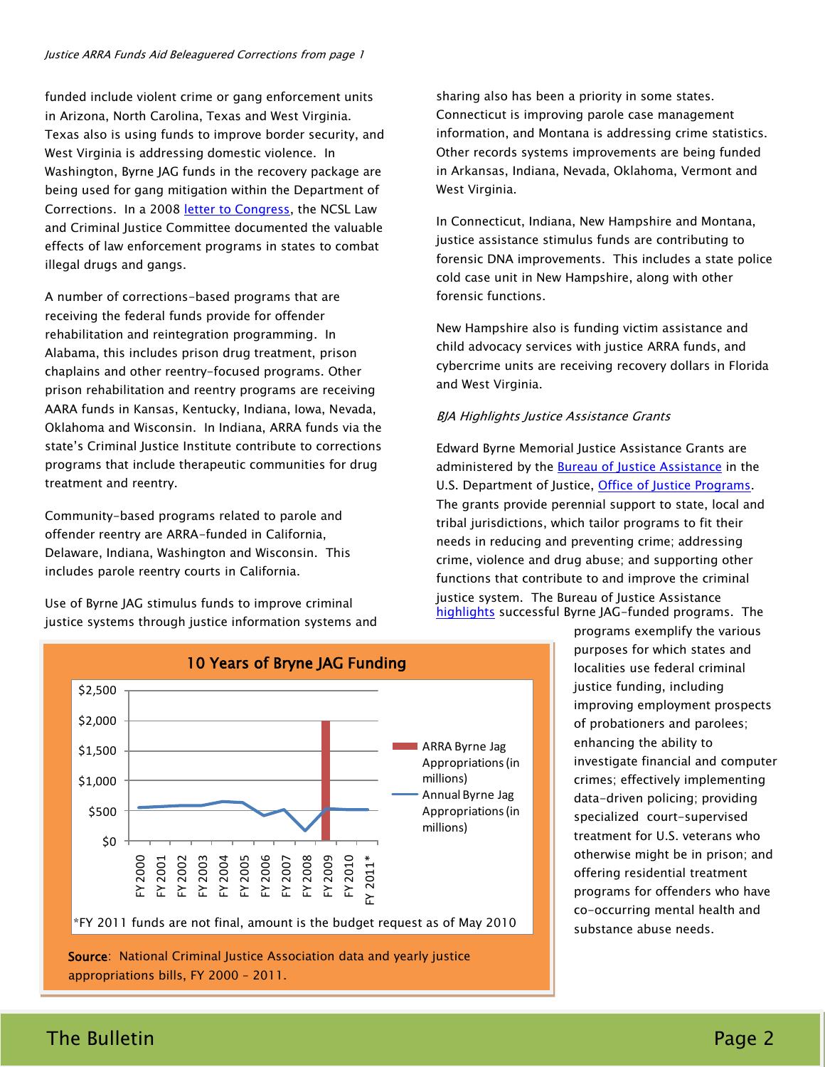*Justice ARRA Funds Aid Beleaguered Corrections from page 1*

funded include violent crime or gang enforcement units in Arizona, North Carolina, Texas and West Virginia. Texas also is using funds to improve border security, and West Virginia is addressing domestic violence. In Washington, Byrne JAG funds in the recovery package are being used for gang mitigation within the Department of Corrections. In a 2008 [letter to Congress](), the NCSL Law and Criminal Justice Committee documented the valuable effects of law enforcement programs in states to combat illegal drugs and gangs.

A number of corrections-based programs that are receiving the federal funds provide for offender rehabilitation and reintegration programming. In Alabama, this includes prison drug treatment, prison chaplains and other reentry-focused programs. Other prison rehabilitation and reentry programs are receiving AARA funds in Kansas, Kentucky, Indiana, Iowa, Nevada, Oklahoma and Wisconsin. In Indiana, ARRA funds via the state's Criminal Justice Institute contribute to corrections programs that include therapeutic communities for drug treatment and reentry.

Community-based programs related to parole and offender reentry are ARRA-funded in California, Delaware, Indiana, Washington and Wisconsin. This includes parole reentry courts in California.

Use of Byrne JAG stimulus funds to improve criminal justice systems through justice information systems and sharing also has been a priority in some states. Connecticut is improving parole case management information, and Montana is addressing crime statistics. Other records systems improvements are being funded in Arkansas, Indiana, Nevada, Oklahoma, Vermont and West Virginia.

In Connecticut, Indiana, New Hampshire and Montana, justice assistance stimulus funds are contributing to forensic DNA improvements. This includes a state police cold case unit in New Hampshire, along with other forensic functions.

New Hampshire also is funding victim assistance and child advocacy services with justice ARRA funds, and cybercrime units are receiving recovery dollars in Florida and West Virginia.

*BJA Highlights Justice Assistance Grants*

Edward Byrne Memorial Justice Assistance Grants are administered by the [Bureau of Justice Assistance]() in the U.S. Department of Justice, [Office of Justice Programs](). The grants provide perennial support to state, local and tribal jurisdictions, which tailor programs to fit their needs in reducing and preventing crime; addressing crime, violence and drug abuse; and supporting other functions that contribute to and improve the criminal justice system. The Bureau of Justice Assistance [highlights]() successful Byrne JAG-funded programs. The programs exemplify the various purposes for which states and localities use federal criminal justice funding, including improving employment prospects of probationers and parolees; enhancing the ability to investigate financial and computer crimes; effectively implementing data-driven policing; providing specialized court-supervised treatment for U.S. veterans who otherwise might be in prison; and offering residential treatment programs for offenders who have co-occurring mental health and substance abuse needs.

**10 Years of Bryne JAG Funding**

$2,500
$2,000
$1,500
$1,000
$500
$0

FY 2000, FY 2001, FY 2002, FY 2003, FY 2004, FY 2005, FY 2006, FY 2007, FY 2008, FY 2009, FY 2010, FY 2011*

ARRA Byrne Jag Appropriations (in millions)
Annual Byrne Jag Appropriations (in millions)

*FY 2011 funds are not final, amount is the budget request as of May 2010

**Source**: National Criminal Justice Association data and yearly justice appropriations bills, FY 2000 – 2011.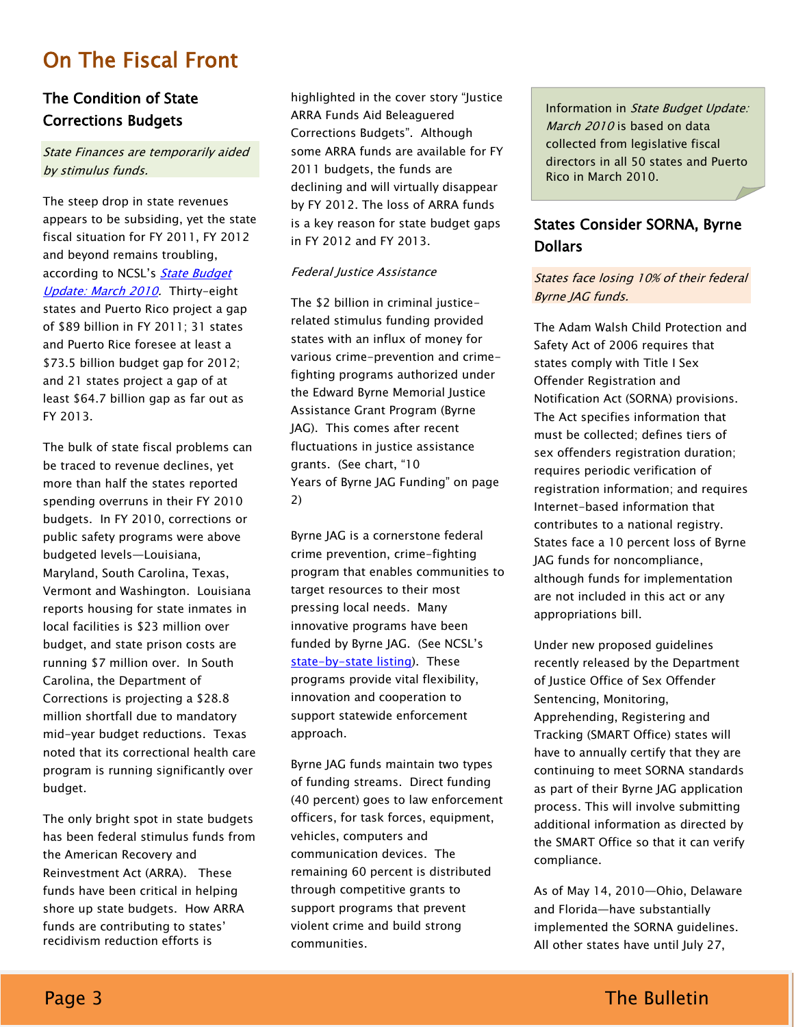# On The Fiscal Front

## The Condition of State Corrections Budgets

*State Finances are temporarily aided by stimulus funds.*

The steep drop in state revenues appears to be subsiding, yet the state fiscal situation for FY 2011, FY 2012 and beyond remains troubling, according to NCSL's *State Budget Update: March 2010*. Thirty-eight states and Puerto Rico project a gap of $89 billion in FY 2011; 31 states and Puerto Rice foresee at least a $73.5 billion budget gap for 2012; and 21 states project a gap of at least $64.7 billion gap as far out as FY 2013.

The bulk of state fiscal problems can be traced to revenue declines, yet more than half the states reported spending overruns in their FY 2010 budgets. In FY 2010, corrections or public safety programs were above budgeted levels—Louisiana, Maryland, South Carolina, Texas, Vermont and Washington. Louisiana reports housing for state inmates in local facilities is $23 million over budget, and state prison costs are running $7 million over. In South Carolina, the Department of Corrections is projecting a $28.8 million shortfall due to mandatory mid-year budget reductions. Texas noted that its correctional health care program is running significantly over budget.

The only bright spot in state budgets has been federal stimulus funds from the American Recovery and Reinvestment Act (ARRA). These funds have been critical in helping shore up state budgets. How ARRA funds are contributing to states' recidivism reduction efforts is highlighted in the cover story "Justice ARRA Funds Aid Beleaguered Corrections Budgets". Although some ARRA funds are available for FY 2011 budgets, the funds are declining and will virtually disappear by FY 2012. The loss of ARRA funds is a key reason for state budget gaps in FY 2012 and FY 2013.

*Federal Justice Assistance*

The $2 billion in criminal justice-related stimulus funding provided states with an influx of money for various crime-prevention and crime-fighting programs authorized under the Edward Byrne Memorial Justice Assistance Grant Program (Byrne JAG). This comes after recent fluctuations in justice assistance grants. (See chart, "10 Years of Byrne JAG Funding" on page 2)

Byrne JAG is a cornerstone federal crime prevention, crime-fighting program that enables communities to target resources to their most pressing local needs. Many innovative programs have been funded by Byrne JAG. (See NCSL's state-by-state listing). These programs provide vital flexibility, innovation and cooperation to support statewide enforcement approach.

Byrne JAG funds maintain two types of funding streams. Direct funding (40 percent) goes to law enforcement officers, for task forces, equipment, vehicles, computers and communication devices. The remaining 60 percent is distributed through competitive grants to support programs that prevent violent crime and build strong communities.

Information in *State Budget Update: March 2010* is based on data collected from legislative fiscal directors in all 50 states and Puerto Rico in March 2010.

## States Consider SORNA, Byrne Dollars

*States face losing 10% of their federal Byrne JAG funds.*

The Adam Walsh Child Protection and Safety Act of 2006 requires that states comply with Title I Sex Offender Registration and Notification Act (SORNA) provisions. The Act specifies information that must be collected; defines tiers of sex offenders registration duration; requires periodic verification of registration information; and requires Internet-based information that contributes to a national registry. States face a 10 percent loss of Byrne JAG funds for noncompliance, although funds for implementation are not included in this act or any appropriations bill.

Under new proposed guidelines recently released by the Department of Justice Office of Sex Offender Sentencing, Monitoring, Apprehending, Registering and Tracking (SMART Office) states will have to annually certify that they are continuing to meet SORNA standards as part of their Byrne JAG application process. This will involve submitting additional information as directed by the SMART Office so that it can verify compliance.

As of May 14, 2010—Ohio, Delaware and Florida—have substantially implemented the SORNA guidelines. All other states have until July 27,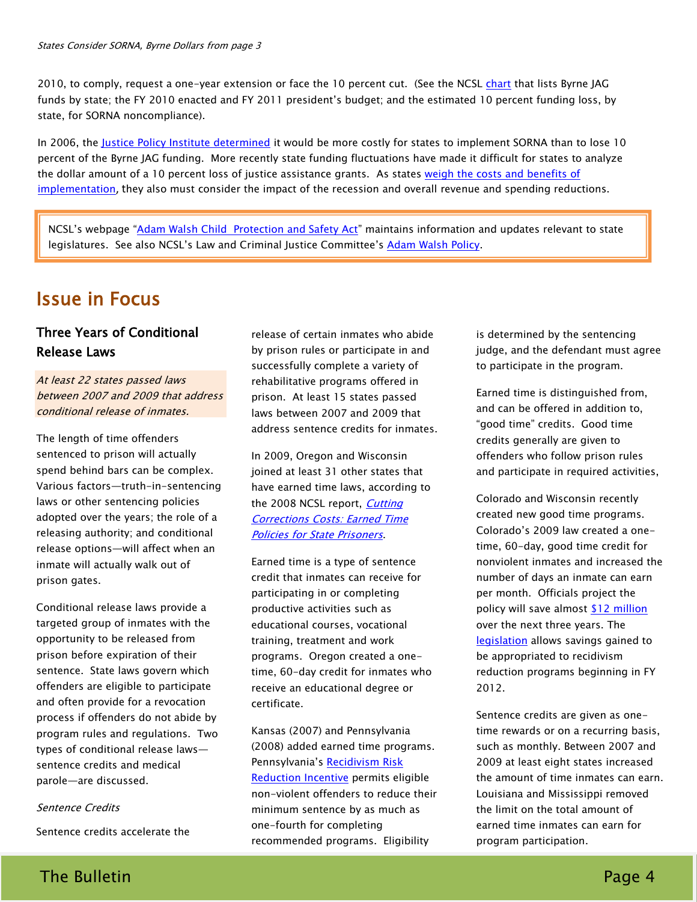*States Consider SORNA, Byrne Dollars from page 3*

2010, to comply, request a one-year extension or face the 10 percent cut. (See the NCSL chart that lists Byrne JAG funds by state; the FY 2010 enacted and FY 2011 president's budget; and the estimated 10 percent funding loss, by state, for SORNA noncompliance).

In 2006, the Justice Policy Institute determined it would be more costly for states to implement SORNA than to lose 10 percent of the Byrne JAG funding. More recently state funding fluctuations have made it difficult for states to analyze the dollar amount of a 10 percent loss of justice assistance grants. As states weigh the costs and benefits of implementation, they also must consider the impact of the recession and overall revenue and spending reductions.

> NCSL's webpage "Adam Walsh Child Protection and Safety Act" maintains information and updates relevant to state legislatures. See also NCSL's Law and Criminal Justice Committee's Adam Walsh Policy.

# Issue in Focus

## Three Years of Conditional Release Laws

*At least 22 states passed laws between 2007 and 2009 that address conditional release of inmates.*

The length of time offenders sentenced to prison will actually spend behind bars can be complex. Various factors—truth-in-sentencing laws or other sentencing policies adopted over the years; the role of a releasing authority; and conditional release options—will affect when an inmate will actually walk out of prison gates.

Conditional release laws provide a targeted group of inmates with the opportunity to be released from prison before expiration of their sentence. State laws govern which offenders are eligible to participate and often provide for a revocation process if offenders do not abide by program rules and regulations. Two types of conditional release laws—sentence credits and medical parole—are discussed.

*Sentence Credits*

Sentence credits accelerate the release of certain inmates who abide by prison rules or participate in and successfully complete a variety of rehabilitative programs offered in prison. At least 15 states passed laws between 2007 and 2009 that address sentence credits for inmates.

In 2009, Oregon and Wisconsin joined at least 31 other states that have earned time laws, according to the 2008 NCSL report, *Cutting Corrections Costs: Earned Time Policies for State Prisoners*.

Earned time is a type of sentence credit that inmates can receive for participating in or completing productive activities such as educational courses, vocational training, treatment and work programs. Oregon created a one-time, 60-day credit for inmates who receive an educational degree or certificate.

Kansas (2007) and Pennsylvania (2008) added earned time programs. Pennsylvania's Recidivism Risk Reduction Incentive permits eligible non-violent offenders to reduce their minimum sentence by as much as one-fourth for completing recommended programs. Eligibility is determined by the sentencing judge, and the defendant must agree to participate in the program.

Earned time is distinguished from, and can be offered in addition to, "good time" credits. Good time credits generally are given to offenders who follow prison rules and participate in required activities,

Colorado and Wisconsin recently created new good time programs. Colorado's 2009 law created a one-time, 60-day, good time credit for nonviolent inmates and increased the number of days an inmate can earn per month. Officials project the policy will save almost $12 million over the next three years. The legislation allows savings gained to be appropriated to recidivism reduction programs beginning in FY 2012.

Sentence credits are given as one-time rewards or on a recurring basis, such as monthly. Between 2007 and 2009 at least eight states increased the amount of time inmates can earn. Louisiana and Mississippi removed the limit on the total amount of earned time inmates can earn for program participation.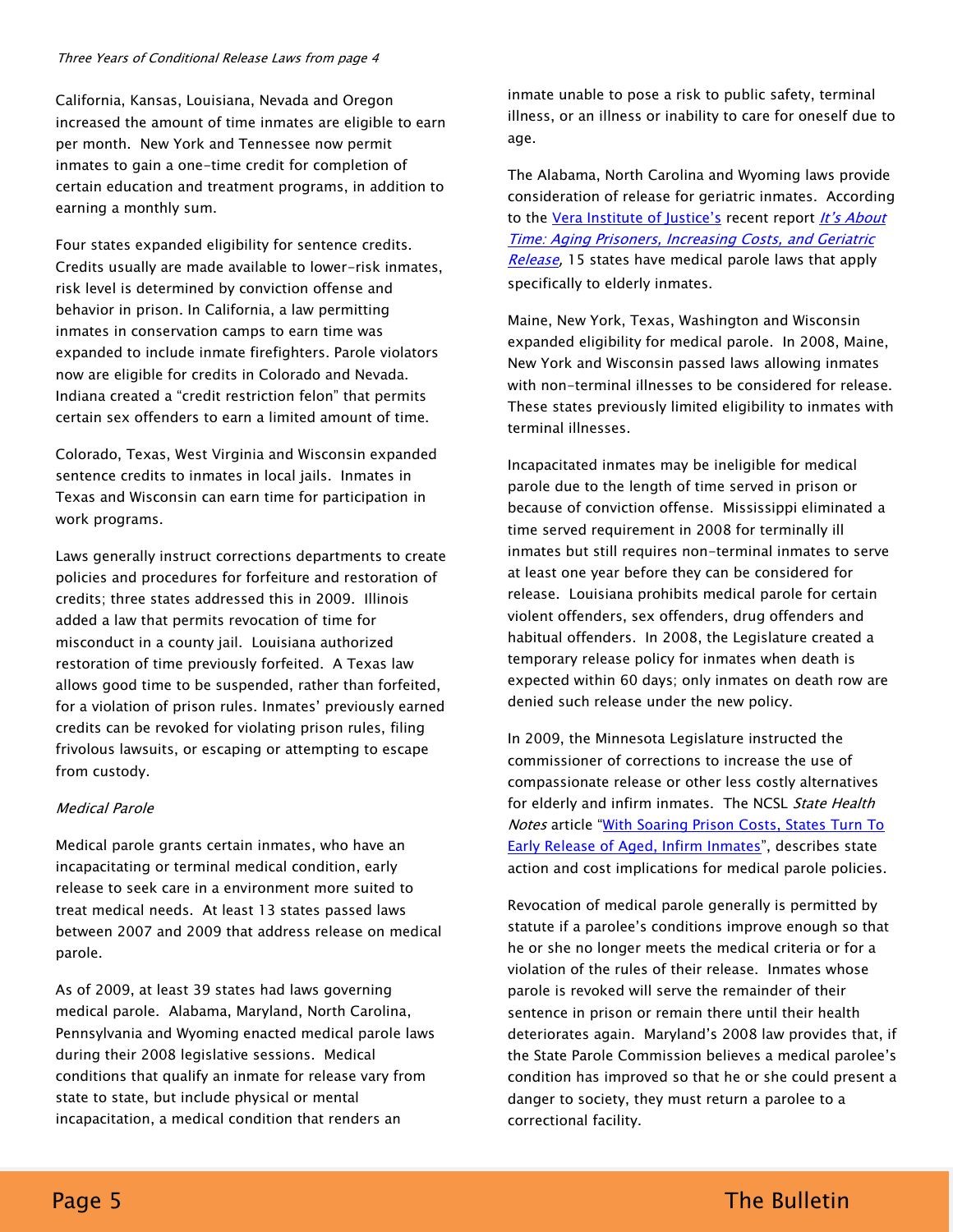*Three Years of Conditional Release Laws from page 4*

California, Kansas, Louisiana, Nevada and Oregon increased the amount of time inmates are eligible to earn per month. New York and Tennessee now permit inmates to gain a one-time credit for completion of certain education and treatment programs, in addition to earning a monthly sum.

Four states expanded eligibility for sentence credits. Credits usually are made available to lower-risk inmates, risk level is determined by conviction offense and behavior in prison. In California, a law permitting inmates in conservation camps to earn time was expanded to include inmate firefighters. Parole violators now are eligible for credits in Colorado and Nevada. Indiana created a "credit restriction felon" that permits certain sex offenders to earn a limited amount of time.

Colorado, Texas, West Virginia and Wisconsin expanded sentence credits to inmates in local jails. Inmates in Texas and Wisconsin can earn time for participation in work programs.

Laws generally instruct corrections departments to create policies and procedures for forfeiture and restoration of credits; three states addressed this in 2009. Illinois added a law that permits revocation of time for misconduct in a county jail. Louisiana authorized restoration of time previously forfeited. A Texas law allows good time to be suspended, rather than forfeited, for a violation of prison rules. Inmates' previously earned credits can be revoked for violating prison rules, filing frivolous lawsuits, or escaping or attempting to escape from custody.

*Medical Parole*

Medical parole grants certain inmates, who have an incapacitating or terminal medical condition, early release to seek care in a environment more suited to treat medical needs. At least 13 states passed laws between 2007 and 2009 that address release on medical parole.

As of 2009, at least 39 states had laws governing medical parole. Alabama, Maryland, North Carolina, Pennsylvania and Wyoming enacted medical parole laws during their 2008 legislative sessions. Medical conditions that qualify an inmate for release vary from state to state, but include physical or mental incapacitation, a medical condition that renders an inmate unable to pose a risk to public safety, terminal illness, or an illness or inability to care for oneself due to age.

The Alabama, North Carolina and Wyoming laws provide consideration of release for geriatric inmates. According to the Vera Institute of Justice's recent report *It's About Time: Aging Prisoners, Increasing Costs, and Geriatric Release*, 15 states have medical parole laws that apply specifically to elderly inmates.

Maine, New York, Texas, Washington and Wisconsin expanded eligibility for medical parole. In 2008, Maine, New York and Wisconsin passed laws allowing inmates with non-terminal illnesses to be considered for release. These states previously limited eligibility to inmates with terminal illnesses.

Incapacitated inmates may be ineligible for medical parole due to the length of time served in prison or because of conviction offense. Mississippi eliminated a time served requirement in 2008 for terminally ill inmates but still requires non-terminal inmates to serve at least one year before they can be considered for release. Louisiana prohibits medical parole for certain violent offenders, sex offenders, drug offenders and habitual offenders. In 2008, the Legislature created a temporary release policy for inmates when death is expected within 60 days; only inmates on death row are denied such release under the new policy.

In 2009, the Minnesota Legislature instructed the commissioner of corrections to increase the use of compassionate release or other less costly alternatives for elderly and infirm inmates. The NCSL *State Health Notes* article "With Soaring Prison Costs, States Turn To Early Release of Aged, Infirm Inmates", describes state action and cost implications for medical parole policies.

Revocation of medical parole generally is permitted by statute if a parolee's conditions improve enough so that he or she no longer meets the medical criteria or for a violation of the rules of their release. Inmates whose parole is revoked will serve the remainder of their sentence in prison or remain there until their health deteriorates again. Maryland's 2008 law provides that, if the State Parole Commission believes a medical parolee's condition has improved so that he or she could present a danger to society, they must return a parolee to a correctional facility.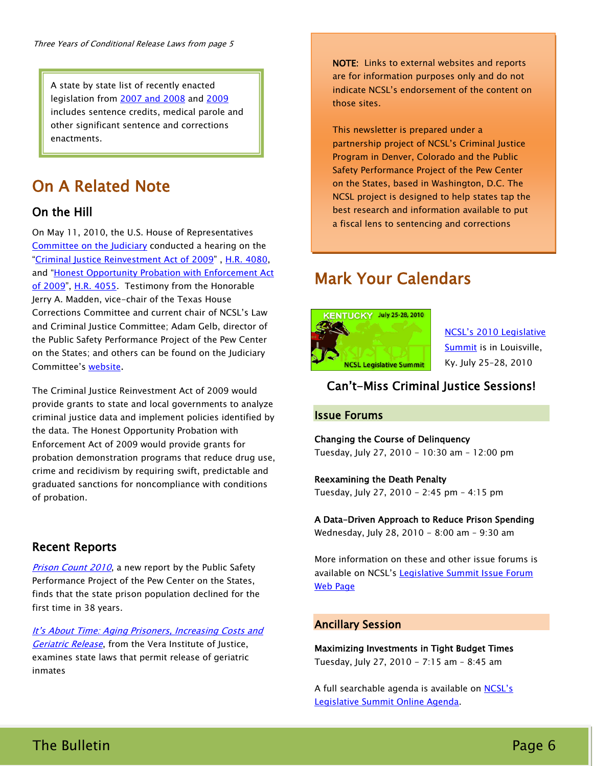*Three Years of Conditional Release Laws from page 5*

A state by state list of recently enacted legislation from 2007 and 2008 and 2009 includes sentence credits, medical parole and other significant sentence and corrections enactments.

## On A Related Note

### On the Hill

On May 11, 2010, the U.S. House of Representatives Committee on the Judiciary conducted a hearing on the "Criminal Justice Reinvestment Act of 2009" , H.R. 4080, and "Honest Opportunity Probation with Enforcement Act of 2009", H.R. 4055. Testimony from the Honorable Jerry A. Madden, vice-chair of the Texas House Corrections Committee and current chair of NCSL's Law and Criminal Justice Committee; Adam Gelb, director of the Public Safety Performance Project of the Pew Center on the States; and others can be found on the Judiciary Committee's website.

The Criminal Justice Reinvestment Act of 2009 would provide grants to state and local governments to analyze criminal justice data and implement policies identified by the data. The Honest Opportunity Probation with Enforcement Act of 2009 would provide grants for probation demonstration programs that reduce drug use, crime and recidivism by requiring swift, predictable and graduated sanctions for noncompliance with conditions of probation.

### Recent Reports

*Prison Count 2010*, a new report by the Public Safety Performance Project of the Pew Center on the States, finds that the state prison population declined for the first time in 38 years.

*It's About Time: Aging Prisoners, Increasing Costs and Geriatric Release*, from the Vera Institute of Justice, examines state laws that permit release of geriatric inmates

**NOTE:** Links to external websites and reports are for information purposes only and do not indicate NCSL's endorsement of the content on those sites.

This newsletter is prepared under a partnership project of NCSL's Criminal Justice Program in Denver, Colorado and the Public Safety Performance Project of the Pew Center on the States, based in Washington, D.C. The NCSL project is designed to help states tap the best research and information available to put a fiscal lens to sentencing and corrections

## Mark Your Calendars

KENTUCKY July 25-28, 2010
NCSL Legislative Summit

NCSL's 2010 Legislative Summit is in Louisville, Ky. July 25-28, 2010

### Can't-Miss Criminal Justice Sessions!

#### Issue Forums

**Changing the Course of Delinquency**
Tuesday, July 27, 2010 - 10:30 am - 12:00 pm

**Reexamining the Death Penalty**
Tuesday, July 27, 2010 - 2:45 pm - 4:15 pm

**A Data-Driven Approach to Reduce Prison Spending**
Wednesday, July 28, 2010 - 8:00 am - 9:30 am

More information on these and other issue forums is available on NCSL's Legislative Summit Issue Forum Web Page

#### Ancillary Session

**Maximizing Investments in Tight Budget Times**
Tuesday, July 27, 2010 - 7:15 am - 8:45 am

A full searchable agenda is available on NCSL's Legislative Summit Online Agenda.